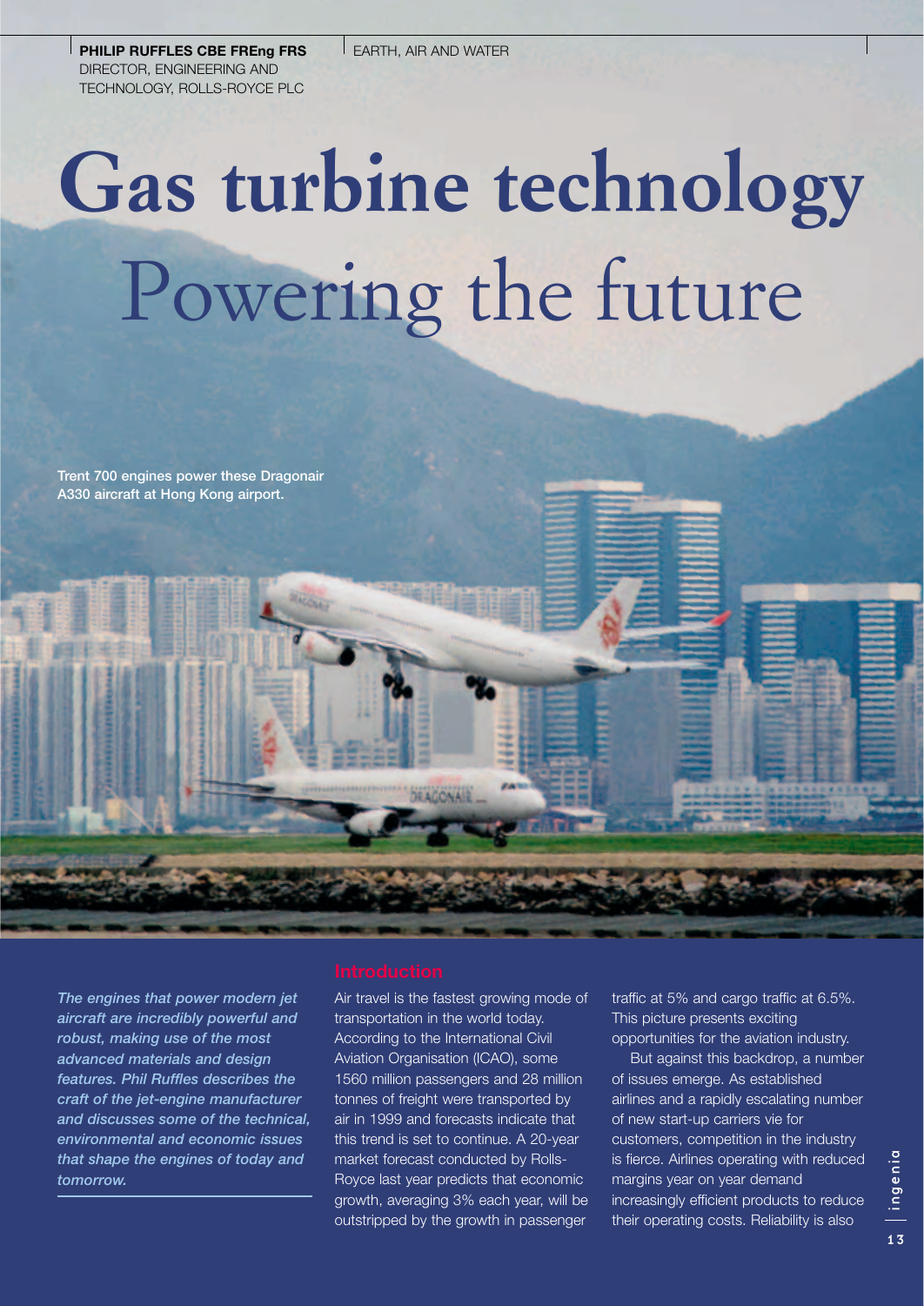**PHILIP RUFFLES CBE FREng FRS**
DIRECTOR, ENGINEERING AND TECHNOLOGY, ROLLS-ROYCE PLC

EARTH, AIR AND WATER

# Gas turbine technology Powering the future

Trent 700 engines power these Dragonair A330 aircraft at Hong Kong airport.

*The engines that power modern jet aircraft are incredibly powerful and robust, making use of the most advanced materials and design features. Phil Ruffles describes the craft of the jet-engine manufacturer and discusses some of the technical, environmental and economic issues that shape the engines of today and tomorrow.*

## Introduction

Air travel is the fastest growing mode of transportation in the world today. According to the International Civil Aviation Organisation (ICAO), some 1560 million passengers and 28 million tonnes of freight were transported by air in 1999 and forecasts indicate that this trend is set to continue. A 20-year market forecast conducted by Rolls-Royce last year predicts that economic growth, averaging 3% each year, will be outstripped by the growth in passenger traffic at 5% and cargo traffic at 6.5%. This picture presents exciting opportunities for the aviation industry.

But against this backdrop, a number of issues emerge. As established airlines and a rapidly escalating number of new start-up carriers vie for customers, competition in the industry is fierce. Airlines operating with reduced margins year on year demand increasingly efficient products to reduce their operating costs. Reliability is also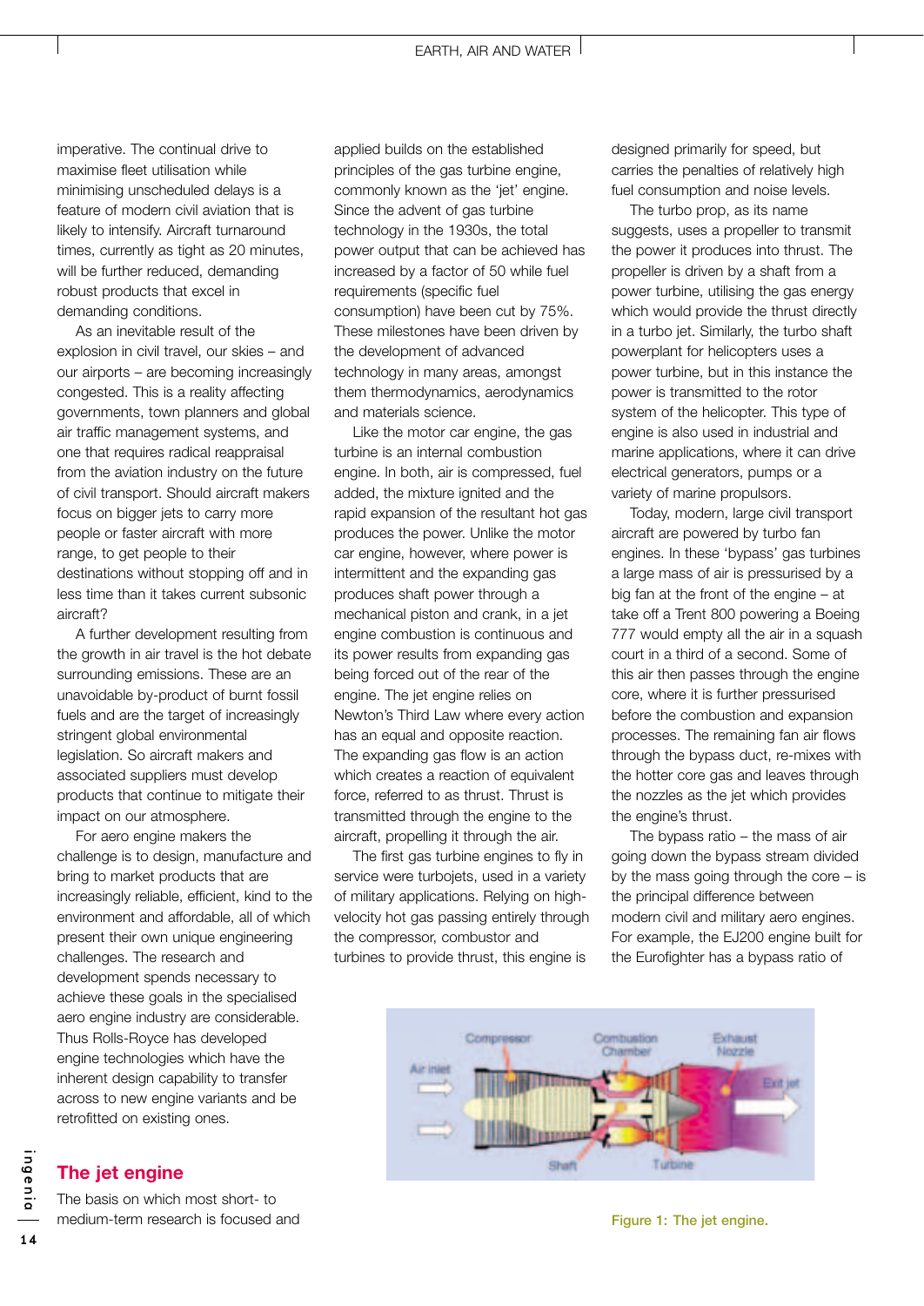imperative. The continual drive to maximise fleet utilisation while minimising unscheduled delays is a feature of modern civil aviation that is likely to intensify. Aircraft turnaround times, currently as tight as 20 minutes, will be further reduced, demanding robust products that excel in demanding conditions.

As an inevitable result of the explosion in civil travel, our skies – and our airports – are becoming increasingly congested. This is a reality affecting governments, town planners and global air traffic management systems, and one that requires radical reappraisal from the aviation industry on the future of civil transport. Should aircraft makers focus on bigger jets to carry more people or faster aircraft with more range, to get people to their destinations without stopping off and in less time than it takes current subsonic aircraft?

A further development resulting from the growth in air travel is the hot debate surrounding emissions. These are an unavoidable by-product of burnt fossil fuels and are the target of increasingly stringent global environmental legislation. So aircraft makers and associated suppliers must develop products that continue to mitigate their impact on our atmosphere.

For aero engine makers the challenge is to design, manufacture and bring to market products that are increasingly reliable, efficient, kind to the environment and affordable, all of which present their own unique engineering challenges. The research and development spends necessary to achieve these goals in the specialised aero engine industry are considerable. Thus Rolls-Royce has developed engine technologies which have the inherent design capability to transfer across to new engine variants and be retrofitted on existing ones.

## The jet engine

The basis on which most short- to medium-term research is focused and applied builds on the established principles of the gas turbine engine, commonly known as the 'jet' engine. Since the advent of gas turbine technology in the 1930s, the total power output that can be achieved has increased by a factor of 50 while fuel requirements (specific fuel consumption) have been cut by 75%. These milestones have been driven by the development of advanced technology in many areas, amongst them thermodynamics, aerodynamics and materials science.

Like the motor car engine, the gas turbine is an internal combustion engine. In both, air is compressed, fuel added, the mixture ignited and the rapid expansion of the resultant hot gas produces the power. Unlike the motor car engine, however, where power is intermittent and the expanding gas produces shaft power through a mechanical piston and crank, in a jet engine combustion is continuous and its power results from expanding gas being forced out of the rear of the engine. The jet engine relies on Newton's Third Law where every action has an equal and opposite reaction. The expanding gas flow is an action which creates a reaction of equivalent force, referred to as thrust. Thrust is transmitted through the engine to the aircraft, propelling it through the air.

The first gas turbine engines to fly in service were turbojets, used in a variety of military applications. Relying on high-velocity hot gas passing entirely through the compressor, combustor and turbines to provide thrust, this engine is designed primarily for speed, but carries the penalties of relatively high fuel consumption and noise levels.

The turbo prop, as its name suggests, uses a propeller to transmit the power it produces into thrust. The propeller is driven by a shaft from a power turbine, utilising the gas energy which would provide the thrust directly in a turbo jet. Similarly, the turbo shaft powerplant for helicopters uses a power turbine, but in this instance the power is transmitted to the rotor system of the helicopter. This type of engine is also used in industrial and marine applications, where it can drive electrical generators, pumps or a variety of marine propulsors.

Today, modern, large civil transport aircraft are powered by turbo fan engines. In these 'bypass' gas turbines a large mass of air is pressurised by a big fan at the front of the engine – at take off a Trent 800 powering a Boeing 777 would empty all the air in a squash court in a third of a second. Some of this air then passes through the engine core, where it is further pressurised before the combustion and expansion processes. The remaining fan air flows through the bypass duct, re-mixes with the hotter core gas and leaves through the nozzles as the jet which provides the engine's thrust.

The bypass ratio – the mass of air going down the bypass stream divided by the mass going through the core – is the principal difference between modern civil and military aero engines. For example, the EJ200 engine built for the Eurofighter has a bypass ratio of

Figure 1: The jet engine.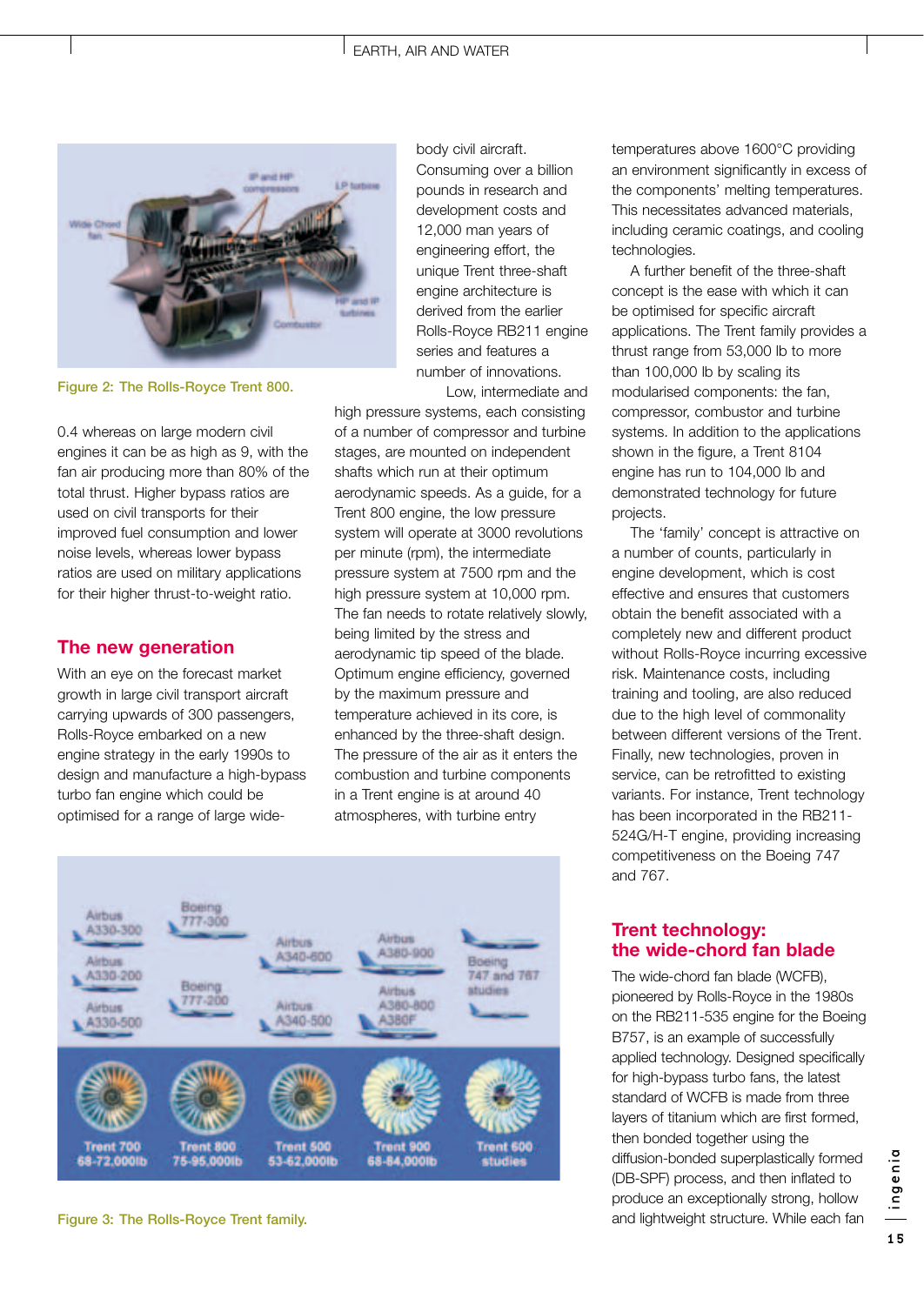Figure 2: The Rolls-Royce Trent 800.

0.4 whereas on large modern civil engines it can be as high as 9, with the fan air producing more than 80% of the total thrust. Higher bypass ratios are used on civil transports for their improved fuel consumption and lower noise levels, whereas lower bypass ratios are used on military applications for their higher thrust-to-weight ratio.

## The new generation

With an eye on the forecast market growth in large civil transport aircraft carrying upwards of 300 passengers, Rolls-Royce embarked on a new engine strategy in the early 1990s to design and manufacture a high-bypass turbo fan engine which could be optimised for a range of large wide-body civil aircraft. Consuming over a billion pounds in research and development costs and 12,000 man years of engineering effort, the unique Trent three-shaft engine architecture is derived from the earlier Rolls-Royce RB211 engine series and features a number of innovations.

Low, intermediate and high pressure systems, each consisting of a number of compressor and turbine stages, are mounted on independent shafts which run at their optimum aerodynamic speeds. As a guide, for a Trent 800 engine, the low pressure system will operate at 3000 revolutions per minute (rpm), the intermediate pressure system at 7500 rpm and the high pressure system at 10,000 rpm. The fan needs to rotate relatively slowly, being limited by the stress and aerodynamic tip speed of the blade. Optimum engine efficiency, governed by the maximum pressure and temperature achieved in its core, is enhanced by the three-shaft design. The pressure of the air as it enters the combustion and turbine components in a Trent engine is at around 40 atmospheres, with turbine entry temperatures above 1600°C providing an environment significantly in excess of the components' melting temperatures. This necessitates advanced materials, including ceramic coatings, and cooling technologies.

A further benefit of the three-shaft concept is the ease with which it can be optimised for specific aircraft applications. The Trent family provides a thrust range from 53,000 lb to more than 100,000 lb by scaling its modularised components: the fan, compressor, combustor and turbine systems. In addition to the applications shown in the figure, a Trent 8104 engine has run to 104,000 lb and demonstrated technology for future projects.

The 'family' concept is attractive on a number of counts, particularly in engine development, which is cost effective and ensures that customers obtain the benefit associated with a completely new and different product without Rolls-Royce incurring excessive risk. Maintenance costs, including training and tooling, are also reduced due to the high level of commonality between different versions of the Trent. Finally, new technologies, proven in service, can be retrofitted to existing variants. For instance, Trent technology has been incorporated in the RB211-524G/H-T engine, providing increasing competitiveness on the Boeing 747 and 767.

Figure 3: The Rolls-Royce Trent family.

## Trent technology: the wide-chord fan blade

The wide-chord fan blade (WCFB), pioneered by Rolls-Royce in the 1980s on the RB211-535 engine for the Boeing B757, is an example of successfully applied technology. Designed specifically for high-bypass turbo fans, the latest standard of WCFB is made from three layers of titanium which are first formed, then bonded together using the diffusion-bonded superplastically formed (DB-SPF) process, and then inflated to produce an exceptionally strong, hollow and lightweight structure. While each fan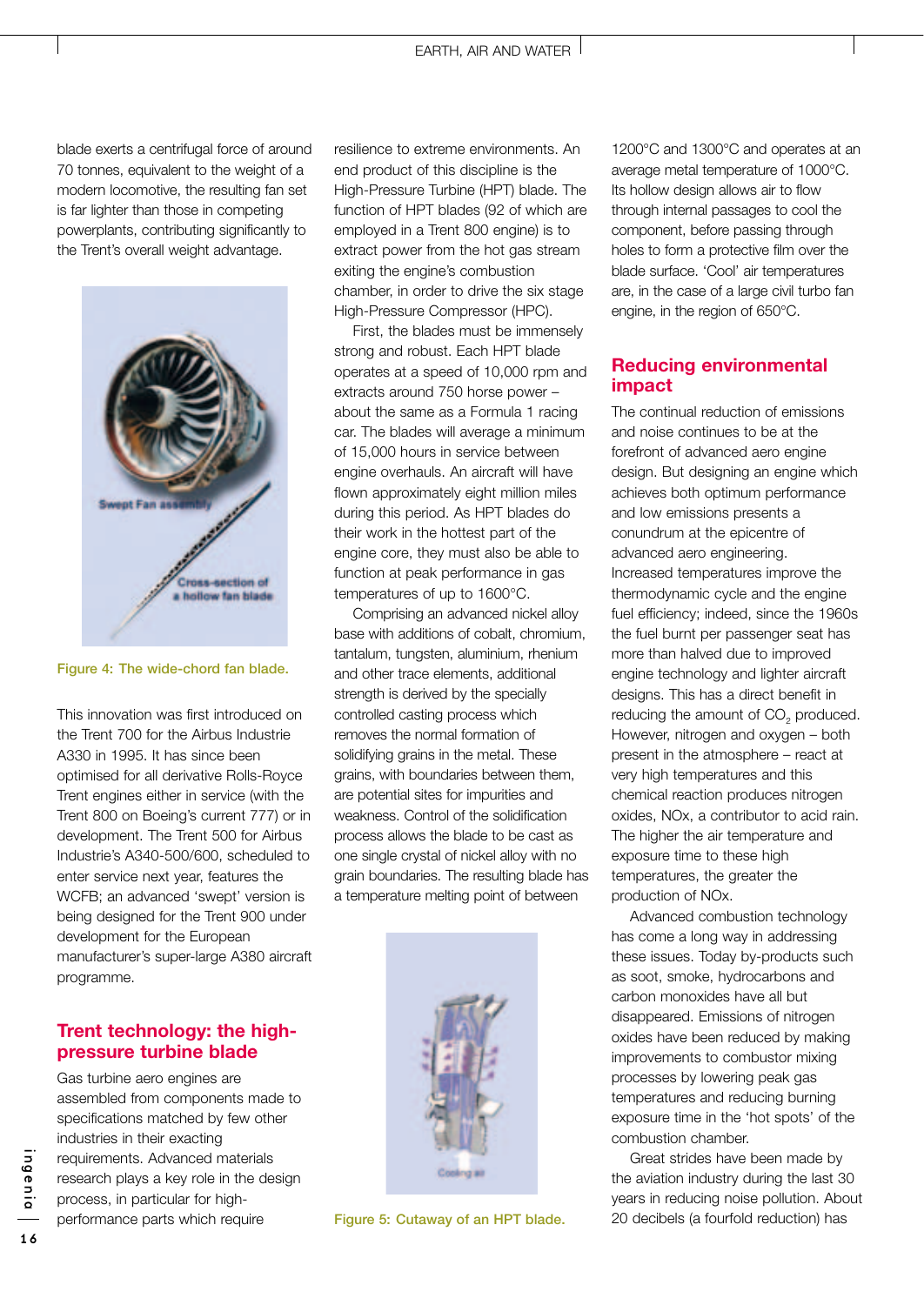blade exerts a centrifugal force of around 70 tonnes, equivalent to the weight of a modern locomotive, the resulting fan set is far lighter than those in competing powerplants, contributing significantly to the Trent's overall weight advantage.

Figure 4: The wide-chord fan blade.

This innovation was first introduced on the Trent 700 for the Airbus Industrie A330 in 1995. It has since been optimised for all derivative Rolls-Royce Trent engines either in service (with the Trent 800 on Boeing's current 777) or in development. The Trent 500 for Airbus Industrie's A340-500/600, scheduled to enter service next year, features the WCFB; an advanced 'swept' version is being designed for the Trent 900 under development for the European manufacturer's super-large A380 aircraft programme.

## Trent technology: the high-pressure turbine blade

Gas turbine aero engines are assembled from components made to specifications matched by few other industries in their exacting requirements. Advanced materials research plays a key role in the design process, in particular for high-performance parts which require resilience to extreme environments. An end product of this discipline is the High-Pressure Turbine (HPT) blade. The function of HPT blades (92 of which are employed in a Trent 800 engine) is to extract power from the hot gas stream exiting the engine's combustion chamber, in order to drive the six stage High-Pressure Compressor (HPC).

First, the blades must be immensely strong and robust. Each HPT blade operates at a speed of 10,000 rpm and extracts around 750 horse power – about the same as a Formula 1 racing car. The blades will average a minimum of 15,000 hours in service between engine overhauls. An aircraft will have flown approximately eight million miles during this period. As HPT blades do their work in the hottest part of the engine core, they must also be able to function at peak performance in gas temperatures of up to 1600°C.

Comprising an advanced nickel alloy base with additions of cobalt, chromium, tantalum, tungsten, aluminium, rhenium and other trace elements, additional strength is derived by the specially controlled casting process which removes the normal formation of solidifying grains in the metal. These grains, with boundaries between them, are potential sites for impurities and weakness. Control of the solidification process allows the blade to be cast as one single crystal of nickel alloy with no grain boundaries. The resulting blade has a temperature melting point of between 1200°C and 1300°C and operates at an average metal temperature of 1000°C. Its hollow design allows air to flow through internal passages to cool the component, before passing through holes to form a protective film over the blade surface. 'Cool' air temperatures are, in the case of a large civil turbo fan engine, in the region of 650°C.

Figure 5: Cutaway of an HPT blade.

## Reducing environmental impact

The continual reduction of emissions and noise continues to be at the forefront of advanced aero engine design. But designing an engine which achieves both optimum performance and low emissions presents a conundrum at the epicentre of advanced aero engineering. Increased temperatures improve the thermodynamic cycle and the engine fuel efficiency; indeed, since the 1960s the fuel burnt per passenger seat has more than halved due to improved engine technology and lighter aircraft designs. This has a direct benefit in reducing the amount of $CO_2$ produced. However, nitrogen and oxygen – both present in the atmosphere – react at very high temperatures and this chemical reaction produces nitrogen oxides, NOx, a contributor to acid rain. The higher the air temperature and exposure time to these high temperatures, the greater the production of NOx.

Advanced combustion technology has come a long way in addressing these issues. Today by-products such as soot, smoke, hydrocarbons and carbon monoxides have all but disappeared. Emissions of nitrogen oxides have been reduced by making improvements to combustor mixing processes by lowering peak gas temperatures and reducing burning exposure time in the 'hot spots' of the combustion chamber.

Great strides have been made by the aviation industry during the last 30 years in reducing noise pollution. About 20 decibels (a fourfold reduction) has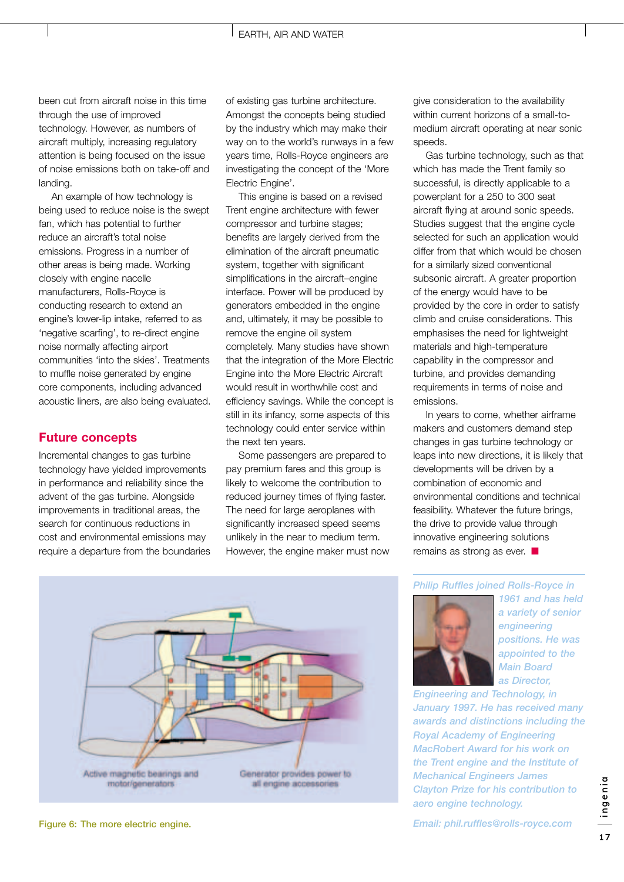been cut from aircraft noise in this time through the use of improved technology. However, as numbers of aircraft multiply, increasing regulatory attention is being focused on the issue of noise emissions both on take-off and landing.

An example of how technology is being used to reduce noise is the swept fan, which has potential to further reduce an aircraft's total noise emissions. Progress in a number of other areas is being made. Working closely with engine nacelle manufacturers, Rolls-Royce is conducting research to extend an engine's lower-lip intake, referred to as 'negative scarfing', to re-direct engine noise normally affecting airport communities 'into the skies'. Treatments to muffle noise generated by engine core components, including advanced acoustic liners, are also being evaluated.

## Future concepts

Incremental changes to gas turbine technology have yielded improvements in performance and reliability since the advent of the gas turbine. Alongside improvements in traditional areas, the search for continuous reductions in cost and environmental emissions may require a departure from the boundaries of existing gas turbine architecture. Amongst the concepts being studied by the industry which may make their way on to the world's runways in a few years time, Rolls-Royce engineers are investigating the concept of the 'More Electric Engine'.

This engine is based on a revised Trent engine architecture with fewer compressor and turbine stages; benefits are largely derived from the elimination of the aircraft pneumatic system, together with significant simplifications in the aircraft–engine interface. Power will be produced by generators embedded in the engine and, ultimately, it may be possible to remove the engine oil system completely. Many studies have shown that the integration of the More Electric Engine into the More Electric Aircraft would result in worthwhile cost and efficiency savings. While the concept is still in its infancy, some aspects of this technology could enter service within the next ten years.

Some passengers are prepared to pay premium fares and this group is likely to welcome the contribution to reduced journey times of flying faster. The need for large aeroplanes with significantly increased speed seems unlikely in the near to medium term. However, the engine maker must now give consideration to the availability within current horizons of a small-to-medium aircraft operating at near sonic speeds.

Gas turbine technology, such as that which has made the Trent family so successful, is directly applicable to a powerplant for a 250 to 300 seat aircraft flying at around sonic speeds. Studies suggest that the engine cycle selected for such an application would differ from that which would be chosen for a similarly sized conventional subsonic aircraft. A greater proportion of the energy would have to be provided by the core in order to satisfy climb and cruise considerations. This emphasises the need for lightweight materials and high-temperature capability in the compressor and turbine, and provides demanding requirements in terms of noise and emissions.

In years to come, whether airframe makers and customers demand step changes in gas turbine technology or leaps into new directions, it is likely that developments will be driven by a combination of economic and environmental conditions and technical feasibility. Whatever the future brings, the drive to provide value through innovative engineering solutions remains as strong as ever. ■

Active magnetic bearings and motor/generators

Generator provides power to all engine accessories

Figure 6: The more electric engine.

*Philip Ruffles joined Rolls-Royce in 1961 and has held a variety of senior engineering positions. He was appointed to the Main Board as Director, Engineering and Technology, in January 1997. He has received many awards and distinctions including the Royal Academy of Engineering MacRobert Award for his work on the Trent engine and the Institute of Mechanical Engineers James Clayton Prize for his contribution to aero engine technology.*

*Email: phil.ruffles@rolls-royce.com*